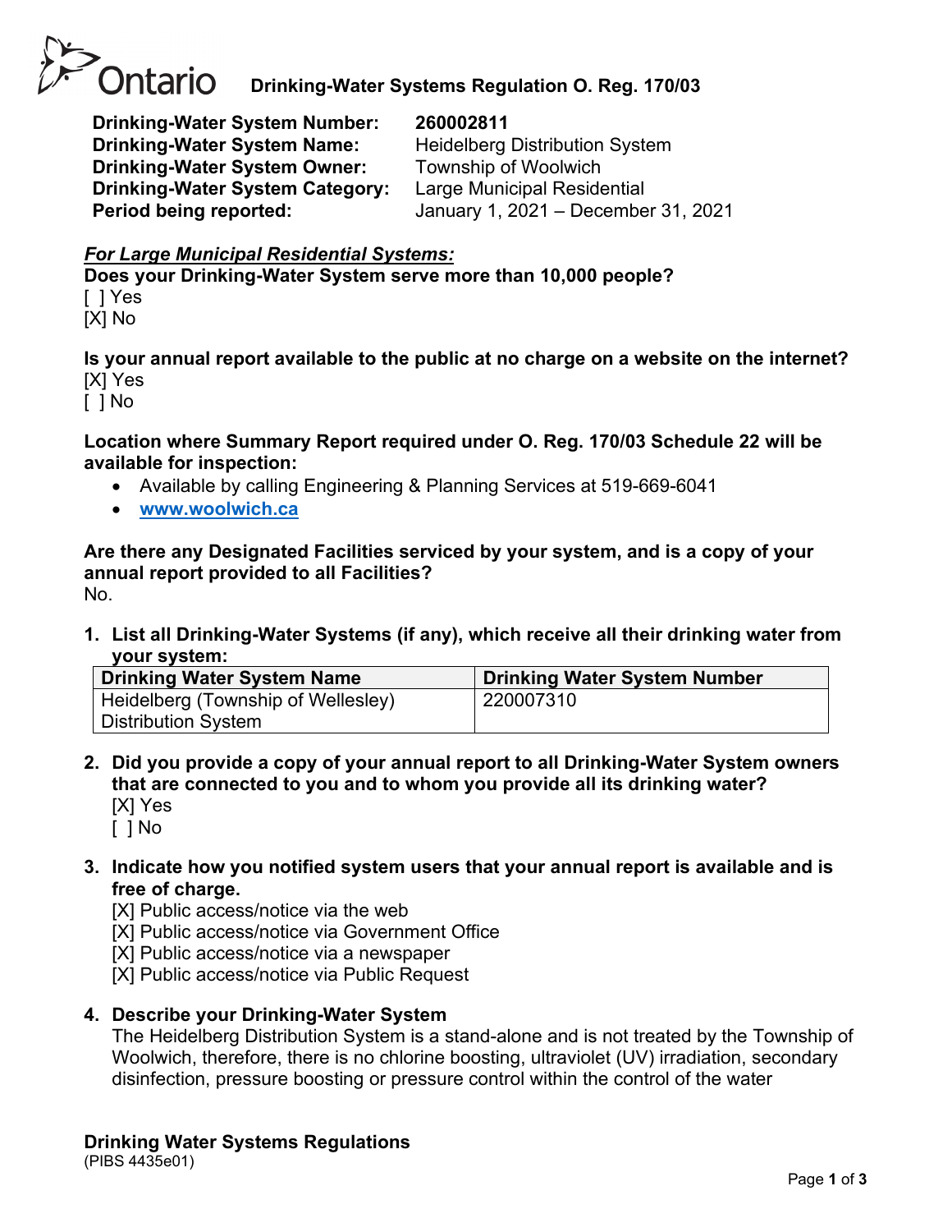# Ontario Drinking-Water Systems Regulation O. Reg. 170/03

**Drinking-Water System Number:** **260002811**
**Drinking-Water System Name:** Heidelberg Distribution System
**Drinking-Water System Owner:** Township of Woolwich
**Drinking-Water System Category:** Large Municipal Residential
**Period being reported:** January 1, 2021 – December 31, 2021

***For Large Municipal Residential Systems:***

**Does your Drinking-Water System serve more than 10,000 people?**
[ ] Yes
[X] No

**Is your annual report available to the public at no charge on a website on the internet?**
[X] Yes
[ ] No

**Location where Summary Report required under O. Reg. 170/03 Schedule 22 will be available for inspection:**

- Available by calling Engineering & Planning Services at 519-669-6041
- **www.woolwich.ca**

**Are there any Designated Facilities serviced by your system, and is a copy of your annual report provided to all Facilities?**
No.

1. **List all Drinking-Water Systems (if any), which receive all their drinking water from your system:**

| Drinking Water System Name | Drinking Water System Number |
|---|---|
| Heidelberg (Township of Wellesley) Distribution System | 220007310 |

2. **Did you provide a copy of your annual report to all Drinking-Water System owners that are connected to you and to whom you provide all its drinking water?**
   [X] Yes
   [ ] No

3. **Indicate how you notified system users that your annual report is available and is free of charge.**
   [X] Public access/notice via the web
   [X] Public access/notice via Government Office
   [X] Public access/notice via a newspaper
   [X] Public access/notice via Public Request

4. **Describe your Drinking-Water System**
   The Heidelberg Distribution System is a stand-alone and is not treated by the Township of Woolwich, therefore, there is no chlorine boosting, ultraviolet (UV) irradiation, secondary disinfection, pressure boosting or pressure control within the control of the water

**Drinking Water Systems Regulations**
(PIBS 4435e01)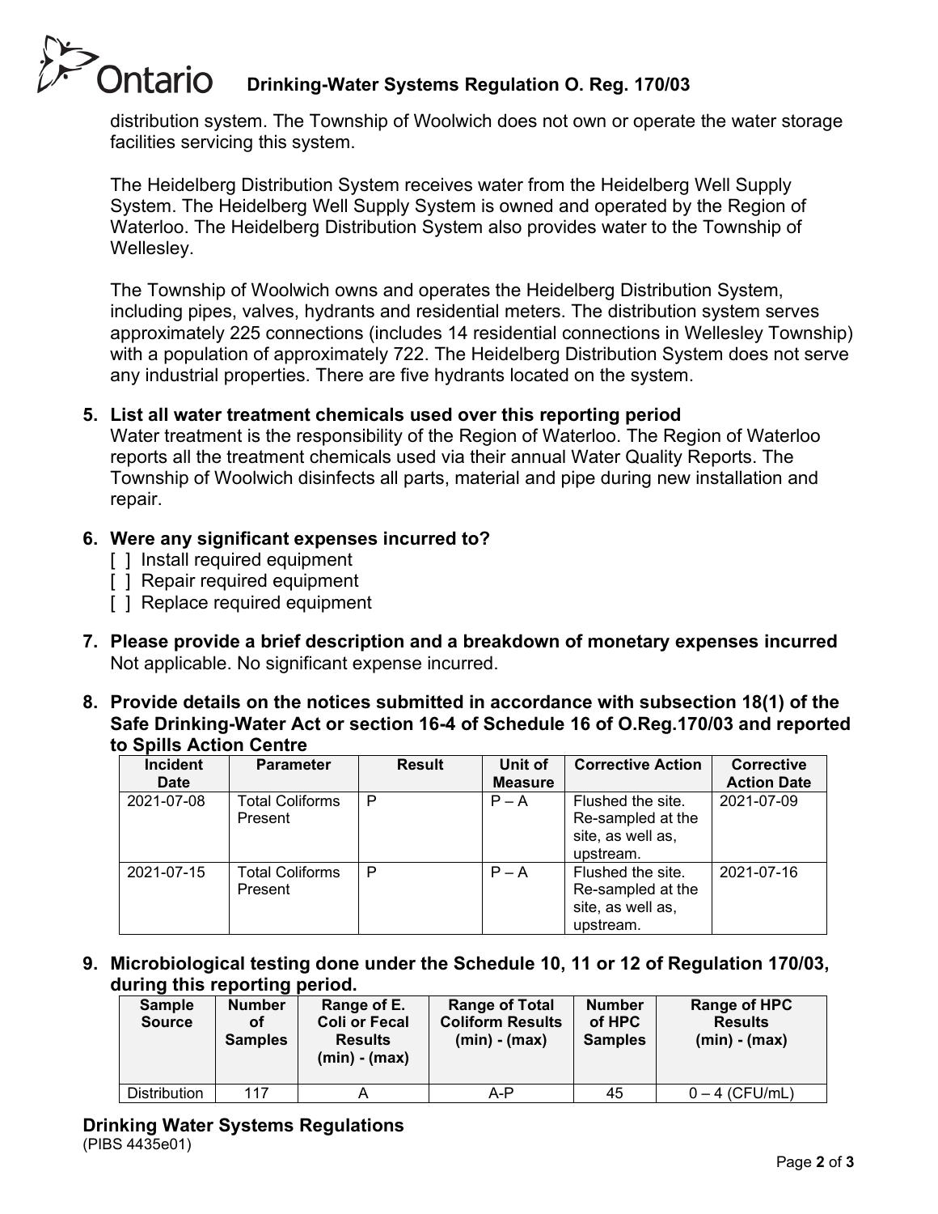distribution system. The Township of Woolwich does not own or operate the water storage facilities servicing this system.

The Heidelberg Distribution System receives water from the Heidelberg Well Supply System. The Heidelberg Well Supply System is owned and operated by the Region of Waterloo. The Heidelberg Distribution System also provides water to the Township of Wellesley.

The Township of Woolwich owns and operates the Heidelberg Distribution System, including pipes, valves, hydrants and residential meters. The distribution system serves approximately 225 connections (includes 14 residential connections in Wellesley Township) with a population of approximately 722. The Heidelberg Distribution System does not serve any industrial properties. There are five hydrants located on the system.

**5. List all water treatment chemicals used over this reporting period**

Water treatment is the responsibility of the Region of Waterloo. The Region of Waterloo reports all the treatment chemicals used via their annual Water Quality Reports. The Township of Woolwich disinfects all parts, material and pipe during new installation and repair.

**6. Were any significant expenses incurred to?**

[ ] Install required equipment
[ ] Repair required equipment
[ ] Replace required equipment

**7. Please provide a brief description and a breakdown of monetary expenses incurred**

Not applicable. No significant expense incurred.

**8. Provide details on the notices submitted in accordance with subsection 18(1) of the Safe Drinking-Water Act or section 16-4 of Schedule 16 of O.Reg.170/03 and reported to Spills Action Centre**

| Incident Date | Parameter | Result | Unit of Measure | Corrective Action | Corrective Action Date |
|---|---|---|---|---|---|
| 2021-07-08 | Total Coliforms Present | P | P – A | Flushed the site. Re-sampled at the site, as well as, upstream. | 2021-07-09 |
| 2021-07-15 | Total Coliforms Present | P | P – A | Flushed the site. Re-sampled at the site, as well as, upstream. | 2021-07-16 |

**9. Microbiological testing done under the Schedule 10, 11 or 12 of Regulation 170/03, during this reporting period.**

| Sample Source | Number of Samples | Range of E. Coli or Fecal Results (min) - (max) | Range of Total Coliform Results (min) - (max) | Number of HPC Samples | Range of HPC Results (min) - (max) |
|---|---|---|---|---|---|
| Distribution | 117 | A | A-P | 45 | 0 – 4 (CFU/mL) |

**Drinking Water Systems Regulations**
(PIBS 4435e01)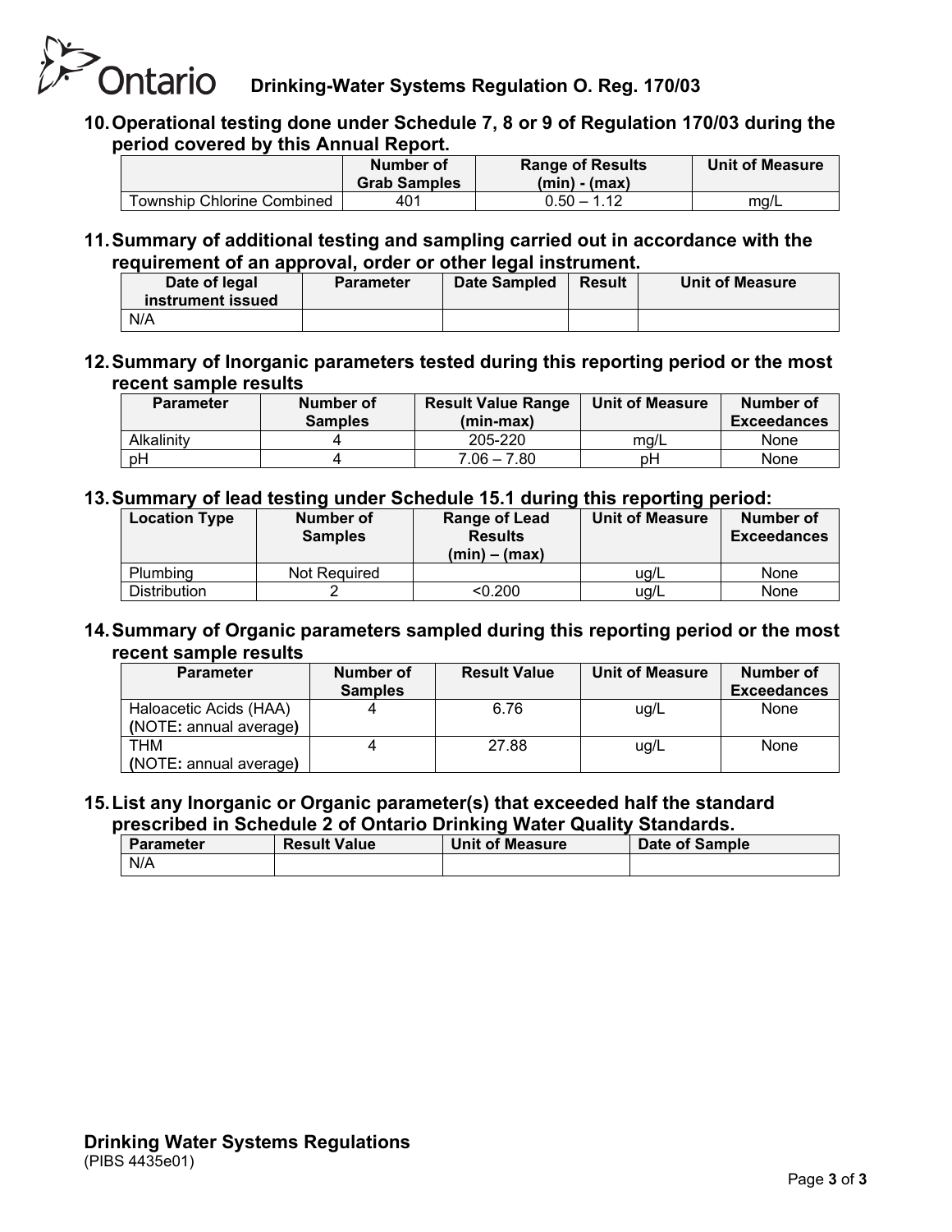## 10. Operational testing done under Schedule 7, 8 or 9 of Regulation 170/03 during the period covered by this Annual Report.

| | Number of Grab Samples | Range of Results (min) - (max) | Unit of Measure |
|---|---|---|---|
| Township Chlorine Combined | 401 | 0.50 – 1.12 | mg/L |

## 11. Summary of additional testing and sampling carried out in accordance with the requirement of an approval, order or other legal instrument.

| Date of legal instrument issued | Parameter | Date Sampled | Result | Unit of Measure |
|---|---|---|---|---|
| N/A | | | | |

## 12. Summary of Inorganic parameters tested during this reporting period or the most recent sample results

| Parameter | Number of Samples | Result Value Range (min-max) | Unit of Measure | Number of Exceedances |
|---|---|---|---|---|
| Alkalinity | 4 | 205-220 | mg/L | None |
| pH | 4 | 7.06 – 7.80 | pH | None |

## 13. Summary of lead testing under Schedule 15.1 during this reporting period:

| Location Type | Number of Samples | Range of Lead Results (min) – (max) | Unit of Measure | Number of Exceedances |
|---|---|---|---|---|
| Plumbing | Not Required | | ug/L | None |
| Distribution | 2 | <0.200 | ug/L | None |

## 14. Summary of Organic parameters sampled during this reporting period or the most recent sample results

| Parameter | Number of Samples | Result Value | Unit of Measure | Number of Exceedances |
|---|---|---|---|---|
| Haloacetic Acids (HAA) (**NOTE:** annual average) | 4 | 6.76 | ug/L | None |
| THM (**NOTE:** annual average) | 4 | 27.88 | ug/L | None |

## 15. List any Inorganic or Organic parameter(s) that exceeded half the standard prescribed in Schedule 2 of Ontario Drinking Water Quality Standards.

| Parameter | Result Value | Unit of Measure | Date of Sample |
|---|---|---|---|
| N/A | | | |